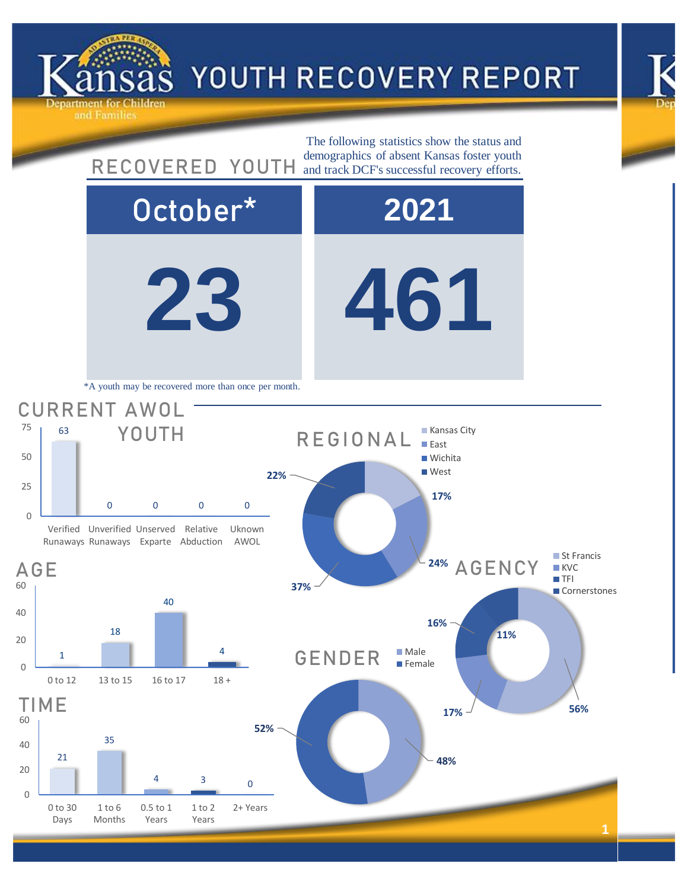# Kansas Department for Children and Families

# YOUTH RECOVERY REPORT

## RECOVERED YOUTH

The following statistics show the status and demographics of absent Kansas foster youth and track DCF's successful recovery efforts.

| October* | 2021 |
|---|---|
| 23 | 461 |

*A youth may be recovered more than once per month.

## CURRENT AWOL YOUTH

| Verified Runaways | Unverified Runaways | Unserved Exparte | Relative Abduction | Uknown AWOL |
|---|---|---|---|---|
| 63 | 0 | 0 | 0 | 0 |

## AGE

| 0 to 12 | 13 to 15 | 16 to 17 | 18 + |
|---|---|---|---|
| 1 | 18 | 40 | 4 |

## TIME

| 0 to 30 Days | 1 to 6 Months | 0.5 to 1 Years | 1 to 2 Years | 2+ Years |
|---|---|---|---|---|
| 21 | 35 | 4 | 3 | 0 |

## REGIONAL

| Kansas City | East | Wichita | West |
|---|---|---|---|
| 17% | 24% | 37% | 22% |

## AGENCY

| St Francis | KVC | TFI | Cornerstones |
|---|---|---|---|
| 56% | 17% | 16% | 11% |

## GENDER

| Male | Female |
|---|---|
| 48% | 52% |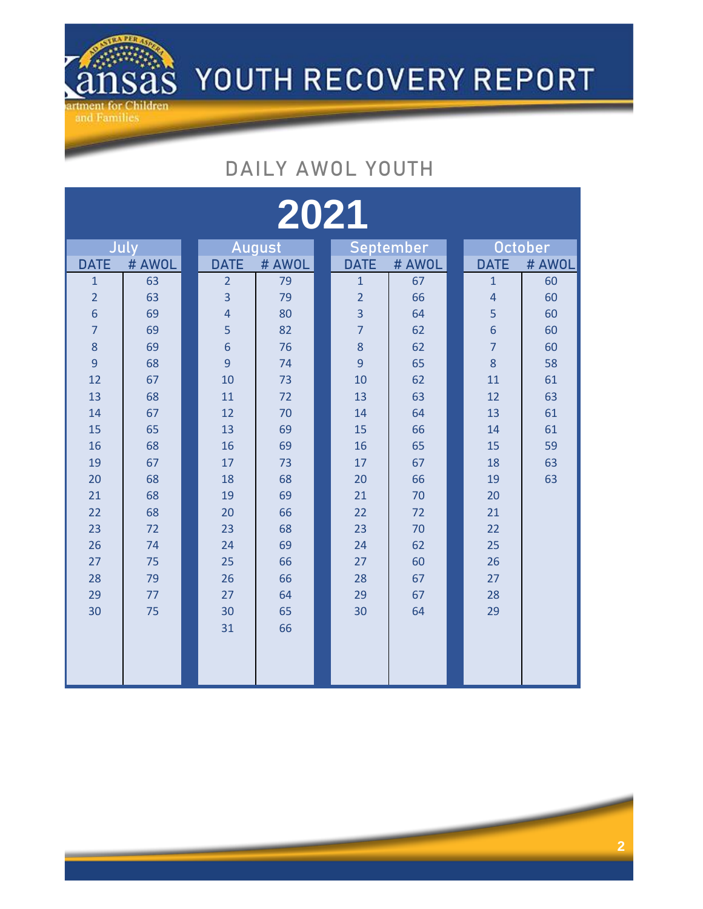# Kansas Department for Children and Families — YOUTH RECOVERY REPORT

## DAILY AWOL YOUTH

## 2021

| July | | August | | September | | October | |
|---|---|---|---|---|---|---|---|
| DATE | # AWOL | DATE | # AWOL | DATE | # AWOL | DATE | # AWOL |
| 1 | 63 | 2 | 79 | 1 | 67 | 1 | 60 |
| 2 | 63 | 3 | 79 | 2 | 66 | 4 | 60 |
| 6 | 69 | 4 | 80 | 3 | 64 | 5 | 60 |
| 7 | 69 | 5 | 82 | 7 | 62 | 6 | 60 |
| 8 | 69 | 6 | 76 | 8 | 62 | 7 | 60 |
| 9 | 68 | 9 | 74 | 9 | 65 | 8 | 58 |
| 12 | 67 | 10 | 73 | 10 | 62 | 11 | 61 |
| 13 | 68 | 11 | 72 | 13 | 63 | 12 | 63 |
| 14 | 67 | 12 | 70 | 14 | 64 | 13 | 61 |
| 15 | 65 | 13 | 69 | 15 | 66 | 14 | 61 |
| 16 | 68 | 16 | 69 | 16 | 65 | 15 | 59 |
| 19 | 67 | 17 | 73 | 17 | 67 | 18 | 63 |
| 20 | 68 | 18 | 68 | 20 | 66 | 19 | 63 |
| 21 | 68 | 19 | 69 | 21 | 70 | 20 | |
| 22 | 68 | 20 | 66 | 22 | 72 | 21 | |
| 23 | 72 | 23 | 68 | 23 | 70 | 22 | |
| 26 | 74 | 24 | 69 | 24 | 62 | 25 | |
| 27 | 75 | 25 | 66 | 27 | 60 | 26 | |
| 28 | 79 | 26 | 66 | 28 | 67 | 27 | |
| 29 | 77 | 27 | 64 | 29 | 67 | 28 | |
| 30 | 75 | 30 | 65 | 30 | 64 | 29 | |
| | | 31 | 66 | | | | |